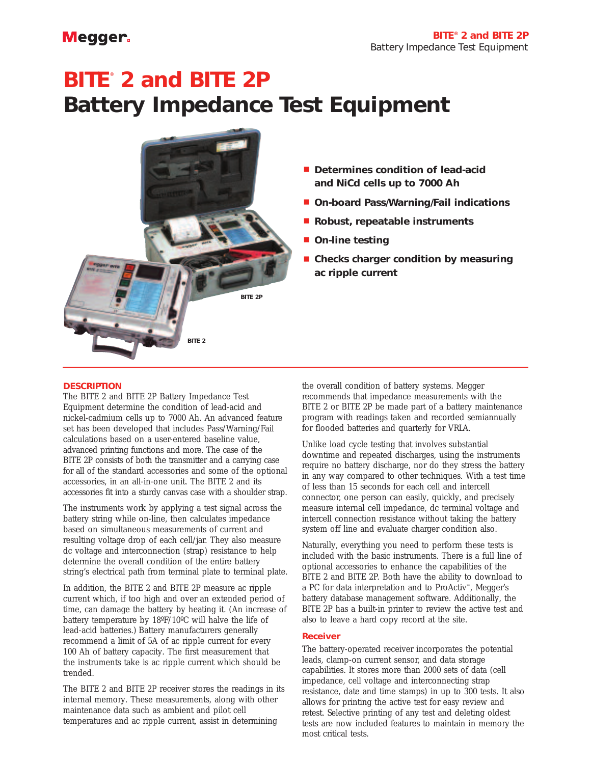# BITE® 2 and BITE 2P
# Battery Impedance Test Equipment

BITE 2P

BITE 2

- **Determines condition of lead-acid and NiCd cells up to 7000 Ah**
- **On-board Pass/Warning/Fail indications**
- **Robust, repeatable instruments**
- **On-line testing**
- **Checks charger condition by measuring ac ripple current**

## DESCRIPTION

The BITE 2 and BITE 2P Battery Impedance Test Equipment determine the condition of lead-acid and nickel-cadmium cells up to 7000 Ah. An advanced feature set has been developed that includes Pass/Warning/Fail calculations based on a user-entered baseline value, advanced printing functions and more. The case of the BITE 2P consists of both the transmitter and a carrying case for all of the standard accessories and some of the optional accessories, in an all-in-one unit. The BITE 2 and its accessories fit into a sturdy canvas case with a shoulder strap.

The instruments work by applying a test signal across the battery string while on-line, then calculates impedance based on simultaneous measurements of current and resulting voltage drop of each cell/jar. They also measure dc voltage and interconnection (strap) resistance to help determine the overall condition of the entire battery string's electrical path from terminal plate to terminal plate.

In addition, the BITE 2 and BITE 2P measure ac ripple current which, if too high and over an extended period of time, can damage the battery by heating it. (An increase of battery temperature by 18ºF/10ºC will halve the life of lead-acid batteries.) Battery manufacturers generally recommend a limit of 5A of ac ripple current for every 100 Ah of battery capacity. The first measurement that the instruments take is ac ripple current which should be trended.

The BITE 2 and BITE 2P receiver stores the readings in its internal memory. These measurements, along with other maintenance data such as ambient and pilot cell temperatures and ac ripple current, assist in determining the overall condition of battery systems. Megger recommends that impedance measurements with the BITE 2 or BITE 2P be made part of a battery maintenance program with readings taken and recorded semiannually for flooded batteries and quarterly for VRLA.

Unlike load cycle testing that involves substantial downtime and repeated discharges, using the instruments require no battery discharge, nor do they stress the battery in any way compared to other techniques. With a test time of less than 15 seconds for each cell and intercell connector, one person can easily, quickly, and precisely measure internal cell impedance, dc terminal voltage and intercell connection resistance without taking the battery system off line and evaluate charger condition also.

Naturally, everything you need to perform these tests is included with the basic instruments. There is a full line of optional accessories to enhance the capabilities of the BITE 2 and BITE 2P. Both have the ability to download to a PC for data interpretation and to ProActiv™, Megger's battery database management software. Additionally, the BITE 2P has a built-in printer to review the active test and also to leave a hard copy record at the site.

### Receiver

The battery-operated receiver incorporates the potential leads, clamp-on current sensor, and data storage capabilities. It stores more than 2000 sets of data (cell impedance, cell voltage and interconnecting strap resistance, date and time stamps) in up to 300 tests. It also allows for printing the active test for easy review and retest. Selective printing of any test and deleting oldest tests are now included features to maintain in memory the most critical tests.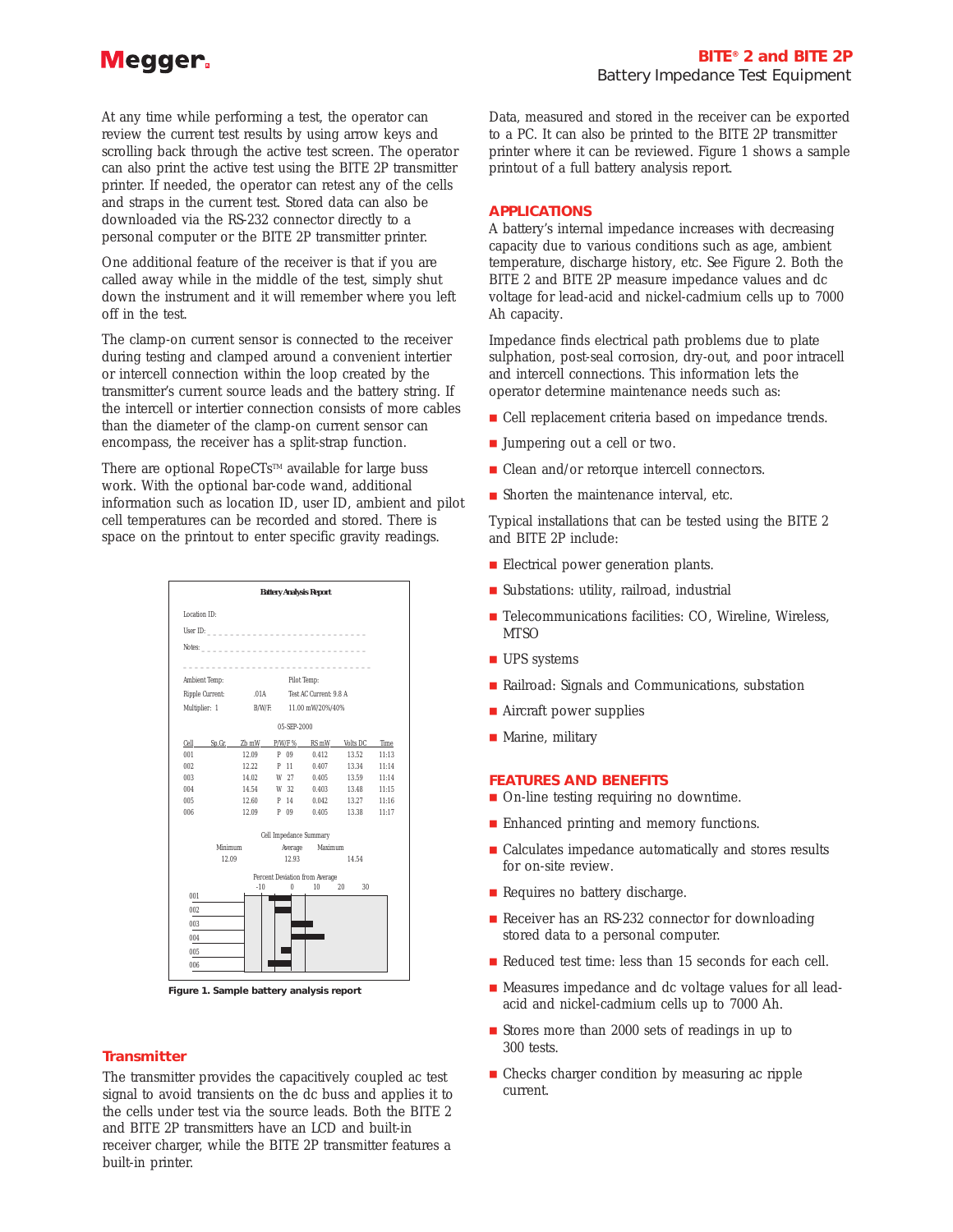At any time while performing a test, the operator can review the current test results by using arrow keys and scrolling back through the active test screen. The operator can also print the active test using the BITE 2P transmitter printer. If needed, the operator can retest any of the cells and straps in the current test. Stored data can also be downloaded via the RS-232 connector directly to a personal computer or the BITE 2P transmitter printer.

One additional feature of the receiver is that if you are called away while in the middle of the test, simply shut down the instrument and it will remember where you left off in the test.

The clamp-on current sensor is connected to the receiver during testing and clamped around a convenient intertier or intercell connection within the loop created by the transmitter's current source leads and the battery string. If the intercell or intertier connection consists of more cables than the diameter of the clamp-on current sensor can encompass, the receiver has a split-strap function.

There are optional RopeCTs™ available for large buss work. With the optional bar-code wand, additional information such as location ID, user ID, ambient and pilot cell temperatures can be recorded and stored. There is space on the printout to enter specific gravity readings.

**Battery Analysis Report**

Location ID:

User ID: _ _ _ _ _ _ _ _ _ _ _ _ _ _ _ _ _ _ _ _ _ _ _ _ _ _

Notes: _ _ _ _ _ _ _ _ _ _ _ _ _ _ _ _ _ _ _ _ _ _ _ _ _ _

Ambient Temp: Pilot Temp:

Ripple Current: .01A Test AC Current: 9.8 A

Multiplier: 1 B/W/F: 11.00 mW/20%/40%

05-SEP-2000

| Cell | Sp.Gr. | Zb mW | P/W/F % | RS mW | Volts DC | Time |
|---|---|---|---|---|---|---|
| 001 | | 12.09 | P 09 | 0.412 | 13.52 | 11:13 |
| 002 | | 12.22 | P 11 | 0.407 | 13.34 | 11:14 |
| 003 | | 14.02 | W 27 | 0.405 | 13.59 | 11:14 |
| 004 | | 14.54 | W 32 | 0.403 | 13.48 | 11:15 |
| 005 | | 12.60 | P 14 | 0.042 | 13.27 | 11:16 |
| 006 | | 12.09 | P 09 | 0.405 | 13.38 | 11:17 |

Cell Impedance Summary

| Minimum | Average | Maximum |
|---|---|---|
| 12.09 | 12.93 | 14.54 |

Percent Deviation from Average

Figure 1. Sample battery analysis report

## Transmitter

The transmitter provides the capacitively coupled ac test signal to avoid transients on the dc buss and applies it to the cells under test via the source leads. Both the BITE 2 and BITE 2P transmitters have an LCD and built-in receiver charger, while the BITE 2P transmitter features a built-in printer.

Data, measured and stored in the receiver can be exported to a PC. It can also be printed to the BITE 2P transmitter printer where it can be reviewed. Figure 1 shows a sample printout of a full battery analysis report.

## APPLICATIONS

A battery's internal impedance increases with decreasing capacity due to various conditions such as age, ambient temperature, discharge history, etc. See Figure 2. Both the BITE 2 and BITE 2P measure impedance values and dc voltage for lead-acid and nickel-cadmium cells up to 7000 Ah capacity.

Impedance finds electrical path problems due to plate sulphation, post-seal corrosion, dry-out, and poor intracell and intercell connections. This information lets the operator determine maintenance needs such as:

- Cell replacement criteria based on impedance trends.
- Jumpering out a cell or two.
- Clean and/or retorque intercell connectors.
- Shorten the maintenance interval, etc.

Typical installations that can be tested using the BITE 2 and BITE 2P include:

- Electrical power generation plants.
- Substations: utility, railroad, industrial
- Telecommunications facilities: CO, Wireline, Wireless, MTSO
- UPS systems
- Railroad: Signals and Communications, substation
- Aircraft power supplies
- Marine, military

## FEATURES AND BENEFITS

- On-line testing requiring no downtime.
- Enhanced printing and memory functions.
- Calculates impedance automatically and stores results for on-site review.
- Requires no battery discharge.
- Receiver has an RS-232 connector for downloading stored data to a personal computer.
- Reduced test time: less than 15 seconds for each cell.
- Measures impedance and dc voltage values for all lead-acid and nickel-cadmium cells up to 7000 Ah.
- Stores more than 2000 sets of readings in up to 300 tests.
- Checks charger condition by measuring ac ripple current.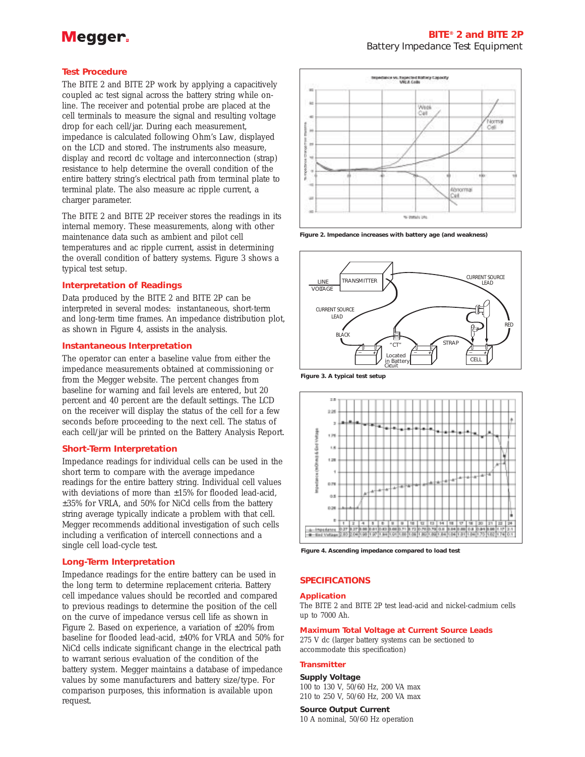## Test Procedure

The BITE 2 and BITE 2P work by applying a capacitively coupled ac test signal across the battery string while on-line. The receiver and potential probe are placed at the cell terminals to measure the signal and resulting voltage drop for each cell/jar. During each measurement, impedance is calculated following Ohm's Law, displayed on the LCD and stored. The instruments also measure, display and record dc voltage and interconnection (strap) resistance to help determine the overall condition of the entire battery string's electrical path from terminal plate to terminal plate. The also measure ac ripple current, a charger parameter.

The BITE 2 and BITE 2P receiver stores the readings in its internal memory. These measurements, along with other maintenance data such as ambient and pilot cell temperatures and ac ripple current, assist in determining the overall condition of battery systems. Figure 3 shows a typical test setup.

## Interpretation of Readings

Data produced by the BITE 2 and BITE 2P can be interpreted in several modes: instantaneous, short-term and long-term time frames. An impedance distribution plot, as shown in Figure 4, assists in the analysis.

## Instantaneous Interpretation

The operator can enter a baseline value from either the impedance measurements obtained at commissioning or from the Megger website. The percent changes from baseline for warning and fail levels are entered, but 20 percent and 40 percent are the default settings. The LCD on the receiver will display the status of the cell for a few seconds before proceeding to the next cell. The status of each cell/jar will be printed on the Battery Analysis Report.

## Short-Term Interpretation

Impedance readings for individual cells can be used in the short term to compare with the average impedance readings for the entire battery string. Individual cell values with deviations of more than ±15% for flooded lead-acid, ±35% for VRLA, and 50% for NiCd cells from the battery string average typically indicate a problem with that cell. Megger recommends additional investigation of such cells including a verification of intercell connections and a single cell load-cycle test.

## Long-Term Interpretation

Impedance readings for the entire battery can be used in the long term to determine replacement criteria. Battery cell impedance values should be recorded and compared to previous readings to determine the position of the cell on the curve of impedance versus cell life as shown in Figure 2. Based on experience, a variation of ±20% from baseline for flooded lead-acid, ±40% for VRLA and 50% for NiCd cells indicate significant change in the electrical path to warrant serious evaluation of the condition of the battery system. Megger maintains a database of impedance values by some manufacturers and battery size/type. For comparison purposes, this information is available upon request.

Figure 2. Impedance increases with battery age (and weakness)

Figure 3. A typical test setup

Figure 4. Ascending impedance compared to load test

## SPECIFICATIONS

### Application

The BITE 2 and BITE 2P test lead-acid and nickel-cadmium cells up to 7000 Ah.

### Maximum Total Voltage at Current Source Leads

275 V dc (larger battery systems can be sectioned to accommodate this specification)

### Transmitter

**Supply Voltage**

100 to 130 V, 50/60 Hz, 200 VA max

210 to 250 V, 50/60 Hz, 200 VA max

**Source Output Current**

10 A nominal, 50/60 Hz operation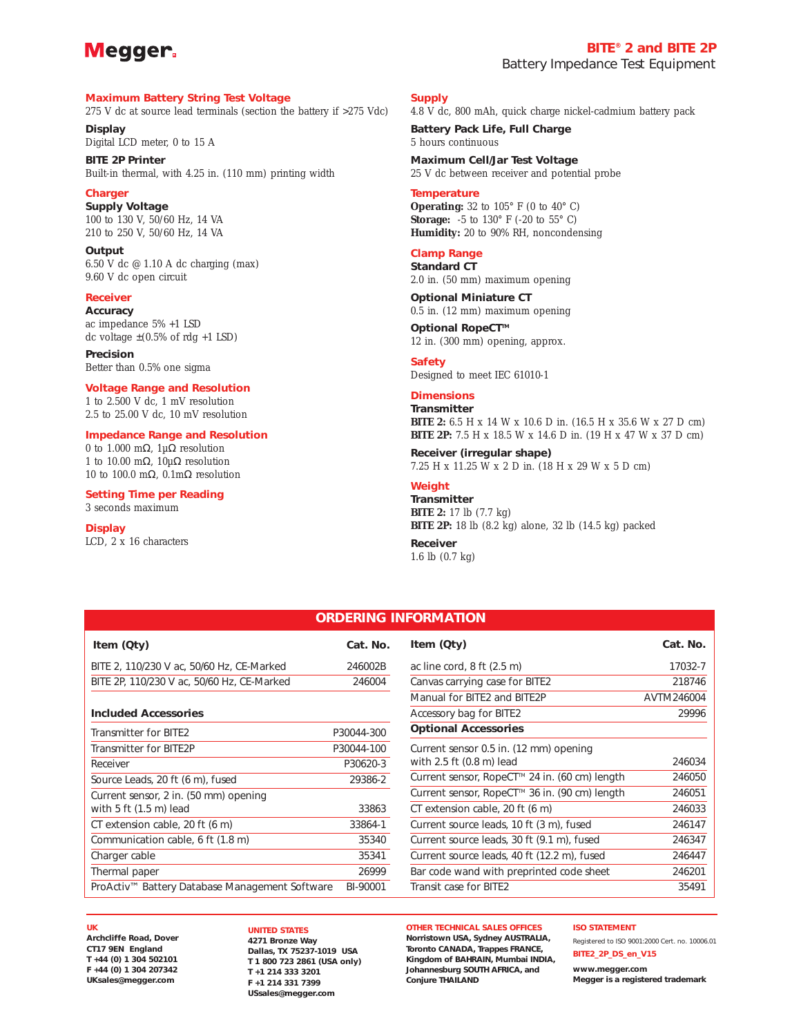## Maximum Battery String Test Voltage
275 V dc at source lead terminals (section the battery if >275 Vdc)

**Display**
Digital LCD meter, 0 to 15 A

**BITE 2P Printer**
Built-in thermal, with 4.25 in. (110 mm) printing width

## Charger

**Supply Voltage**
100 to 130 V, 50/60 Hz, 14 VA
210 to 250 V, 50/60 Hz, 14 VA

**Output**
6.50 V dc @ 1.10 A dc charging (max)
9.60 V dc open circuit

## Receiver

**Accuracy**
ac impedance 5% +1 LSD
dc voltage ±(0.5% of rdg +1 LSD)

**Precision**
Better than 0.5% one sigma

## Voltage Range and Resolution
1 to 2.500 V dc, 1 mV resolution
2.5 to 25.00 V dc, 10 mV resolution

## Impedance Range and Resolution
0 to 1.000 mΩ, 1µΩ resolution
1 to 10.00 mΩ, 10µΩ resolution
10 to 100.0 mΩ, 0.1mΩ resolution

## Setting Time per Reading
3 seconds maximum

## Display
LCD, 2 x 16 characters

## Supply
4.8 V dc, 800 mAh, quick charge nickel-cadmium battery pack

**Battery Pack Life, Full Charge**
5 hours continuous

**Maximum Cell/Jar Test Voltage**
25 V dc between receiver and potential probe

## Temperature
**Operating:** 32 to 105° F (0 to 40° C)
**Storage:** -5 to 130° F (-20 to 55° C)
**Humidity:** 20 to 90% RH, noncondensing

## Clamp Range

**Standard CT**
2.0 in. (50 mm) maximum opening

**Optional Miniature CT**
0.5 in. (12 mm) maximum opening

**Optional RopeCT™**
12 in. (300 mm) opening, approx.

## Safety
Designed to meet IEC 61010-1

## Dimensions

**Transmitter**
**BITE 2:** 6.5 H x 14 W x 10.6 D in. (16.5 H x 35.6 W x 27 D cm)
**BITE 2P:** 7.5 H x 18.5 W x 14.6 D in. (19 H x 47 W x 37 D cm)

**Receiver (irregular shape)**
7.25 H x 11.25 W x 2 D in. (18 H x 29 W x 5 D cm)

## Weight

**Transmitter**
**BITE 2:** 17 lb (7.7 kg)
**BITE 2P:** 18 lb (8.2 kg) alone, 32 lb (14.5 kg) packed

**Receiver**
1.6 lb (0.7 kg)

## ORDERING INFORMATION

| Item (Qty) | Cat. No. |
|---|---|
| BITE 2, 110/230 V ac, 50/60 Hz, CE-Marked | 246002B |
| BITE 2P, 110/230 V ac, 50/60 Hz, CE-Marked | 246004 |
| **Included Accessories** | |
| Transmitter for BITE2 | P30044-300 |
| Transmitter for BITE2P | P30044-100 |
| Receiver | P30620-3 |
| Source Leads, 20 ft (6 m), fused | 29386-2 |
| Current sensor, 2 in. (50 mm) opening with 5 ft (1.5 m) lead | 33863 |
| CT extension cable, 20 ft (6 m) | 33864-1 |
| Communication cable, 6 ft (1.8 m) | 35340 |
| Charger cable | 35341 |
| Thermal paper | 26999 |
| ProActiv™ Battery Database Management Software | BI-90001 |
| ac line cord, 8 ft (2.5 m) | 17032-7 |
| Canvas carrying case for BITE2 | 218746 |
| Manual for BITE2 and BITE2P | AVTM246004 |
| Accessory bag for BITE2 | 29996 |
| **Optional Accessories** | |
| Current sensor 0.5 in. (12 mm) opening with 2.5 ft (0.8 m) lead | 246034 |
| Current sensor, RopeCT™ 24 in. (60 cm) length | 246050 |
| Current sensor, RopeCT™ 36 in. (90 cm) length | 246051 |
| CT extension cable, 20 ft (6 m) | 246033 |
| Current source leads, 10 ft (3 m), fused | 246147 |
| Current source leads, 30 ft (9.1 m), fused | 246347 |
| Current source leads, 40 ft (12.2 m), fused | 246447 |
| Bar code wand with preprinted code sheet | 246201 |
| Transit case for BITE2 | 35491 |

**UK**
Archcliffe Road, Dover
CT17 9EN England
T +44 (0) 1 304 502101
F +44 (0) 1 304 207342
UKsales@megger.com

**UNITED STATES**
4271 Bronze Way
Dallas, TX 75237-1019 USA
T 1 800 723 2861 (USA only)
T +1 214 333 3201
F +1 214 331 7399
USsales@megger.com

**OTHER TECHNICAL SALES OFFICES**
Norristown USA, Sydney AUSTRALIA, Toronto CANADA, Trappes FRANCE, Kingdom of BAHRAIN, Mumbai INDIA, Johannesburg SOUTH AFRICA, and Conjure THAILAND

**ISO STATEMENT**
Registered to ISO 9001:2000 Cert. no. 10006.01

BITE2_2P_DS_en_V15

www.megger.com
Megger is a registered trademark